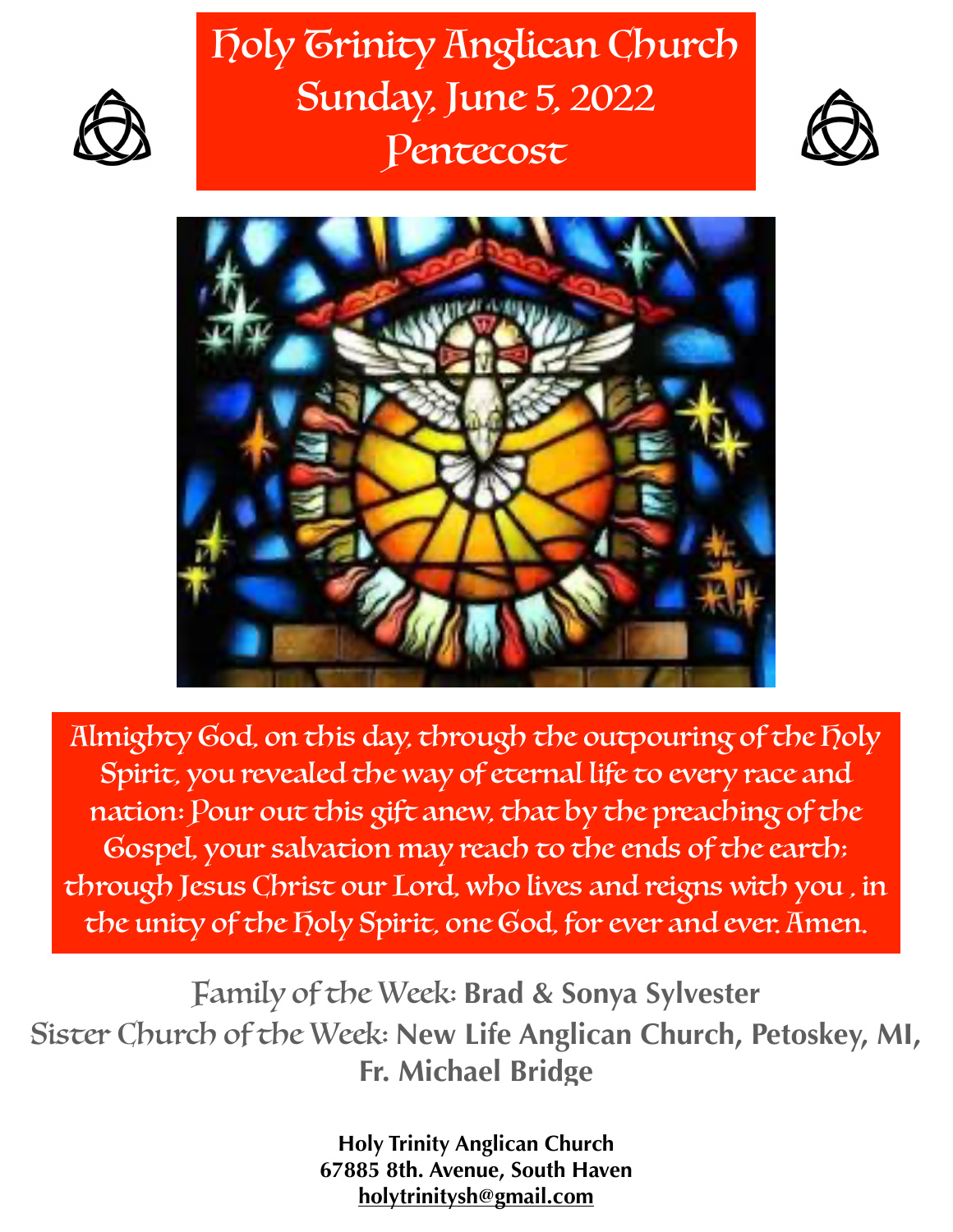# Holy Trinity Anglican Church
## Sunday, June 5, 2022
## Pentecost

Almighty God, on this day, through the outpouring of the Holy Spirit, you revealed the way of eternal life to every race and nation: Pour out this gift anew, that by the preaching of the Gospel, your salvation may reach to the ends of the earth: through Jesus Christ our Lord, who lives and reigns with you , in the unity of the Holy Spirit, one God, for ever and ever. Amen.

Family of the Week: **Brad & Sonya Sylvester**

Sister Church of the Week: **New Life Anglican Church, Petoskey, MI, Fr. Michael Bridge**

**Holy Trinity Anglican Church**
**67885 8th. Avenue, South Haven**
**holytrinitysh@gmail.com**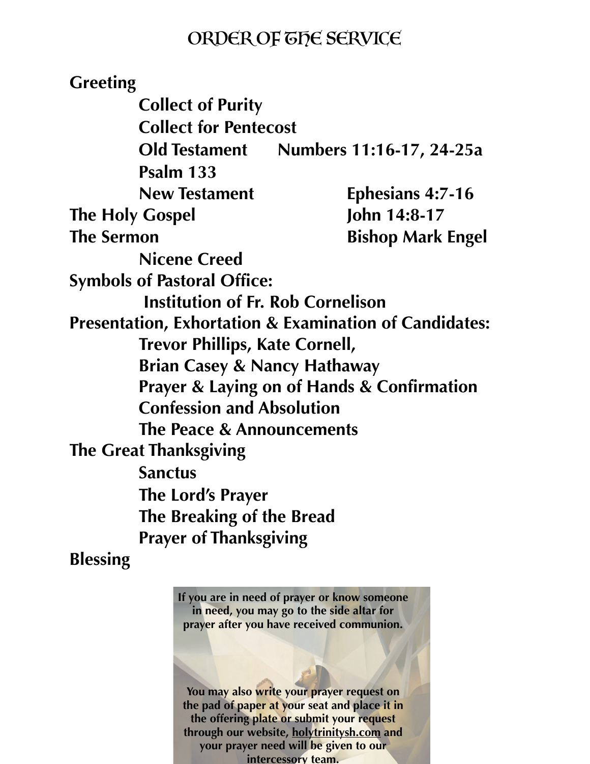# ORDER OF THE SERVICE

**Greeting**

- **Collect of Purity**
- **Collect for Pentecost**
- **Old Testament** — **Numbers 11:16-17, 24-25a**
- **Psalm 133**
- **New Testament** — **Ephesians 4:7-16**

**The Holy Gospel** — **John 14:8-17**

**The Sermon** — **Bishop Mark Engel**

- **Nicene Creed**

**Symbols of Pastoral Office:**

- **Institution of Fr. Rob Cornelison**

**Presentation, Exhortation & Examination of Candidates:**

- **Trevor Phillips, Kate Cornell,**
  **Brian Casey & Nancy Hathaway**
- **Prayer & Laying on of Hands & Confirmation**
- **Confession and Absolution**
- **The Peace & Announcements**

**The Great Thanksgiving**

- **Sanctus**
- **The Lord's Prayer**
- **The Breaking of the Bread**
- **Prayer of Thanksgiving**

**Blessing**

**If you are in need of prayer or know someone in need, you may go to the side altar for prayer after you have received communion.**

**You may also write your prayer request on the pad of paper at your seat and place it in the offering plate or submit your request through our website, holytrinitysh.com and your prayer need will be given to our intercessory team.**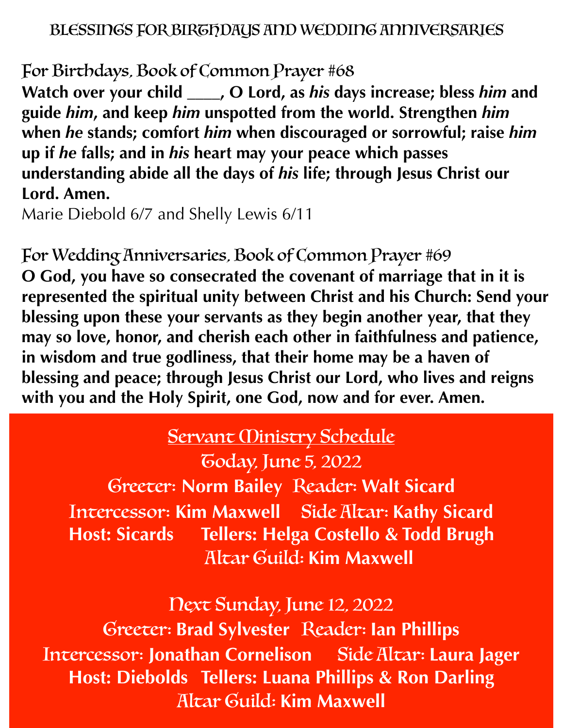# BLESSINGS FOR BIRTHDAYS AND WEDDING ANNIVERSARIES

## For Birthdays, Book of Common Prayer #68

**Watch over your child ____, O Lord, as *his* days increase; bless *him* and guide *him*, and keep *him* unspotted from the world. Strengthen *him* when *he* stands; comfort *him* when discouraged or sorrowful; raise *him* up if *he* falls; and in *his* heart may your peace which passes understanding abide all the days of *his* life; through Jesus Christ our Lord. Amen.**

Marie Diebold 6/7 and Shelly Lewis 6/11

## For Wedding Anniversaries, Book of Common Prayer #69

**O God, you have so consecrated the covenant of marriage that in it is represented the spiritual unity between Christ and his Church: Send your blessing upon these your servants as they begin another year, that they may so love, honor, and cherish each other in faithfulness and patience, in wisdom and true godliness, that their home may be a haven of blessing and peace; through Jesus Christ our Lord, who lives and reigns with you and the Holy Spirit, one God, now and for ever. Amen.**

## Servant Ministry Schedule

### Today, June 5, 2022

Greeter: **Norm Bailey** Reader: **Walt Sicard**
Intercessor: **Kim Maxwell** Side Altar: **Kathy Sicard**
**Host: Sicards** **Tellers: Helga Costello & Todd Brugh**
Altar Guild: **Kim Maxwell**

### Next Sunday, June 12, 2022

Greeter: **Brad Sylvester** Reader: **Ian Phillips**
Intercessor: **Jonathan Cornelison** Side Altar: **Laura Jager**
**Host: Diebolds** **Tellers: Luana Phillips & Ron Darling**
Altar Guild: **Kim Maxwell**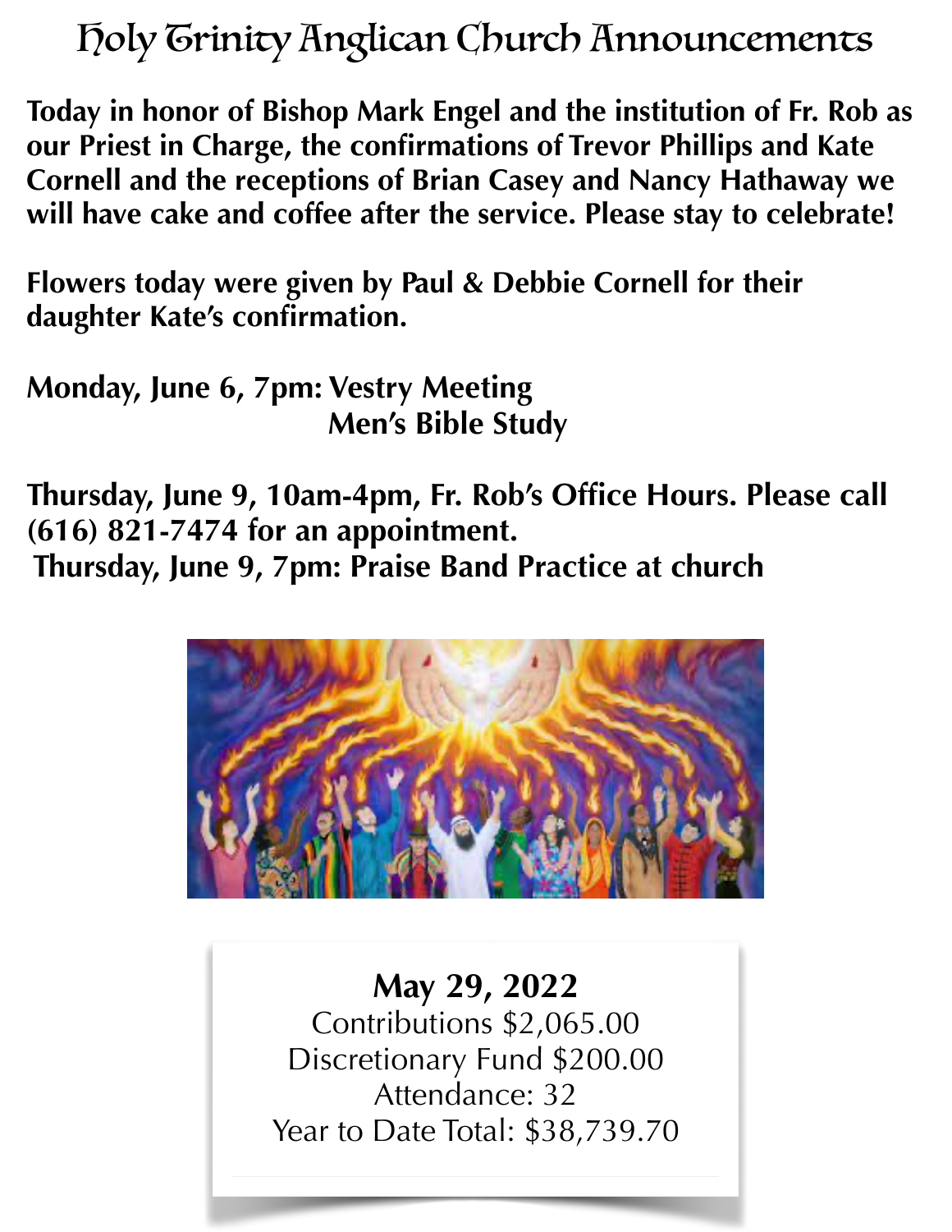# Holy Trinity Anglican Church Announcements

**Today in honor of Bishop Mark Engel and the institution of Fr. Rob as our Priest in Charge, the confirmations of Trevor Phillips and Kate Cornell and the receptions of Brian Casey and Nancy Hathaway we will have cake and coffee after the service. Please stay to celebrate!**

**Flowers today were given by Paul & Debbie Cornell for their daughter Kate's confirmation.**

**Monday, June 6, 7pm: Vestry Meeting**
**Men's Bible Study**

**Thursday, June 9, 10am-4pm, Fr. Rob's Office Hours. Please call (616) 821-7474 for an appointment.**
**Thursday, June 9, 7pm: Praise Band Practice at church**

**May 29, 2022**
Contributions $2,065.00
Discretionary Fund $200.00
Attendance: 32
Year to Date Total: $38,739.70